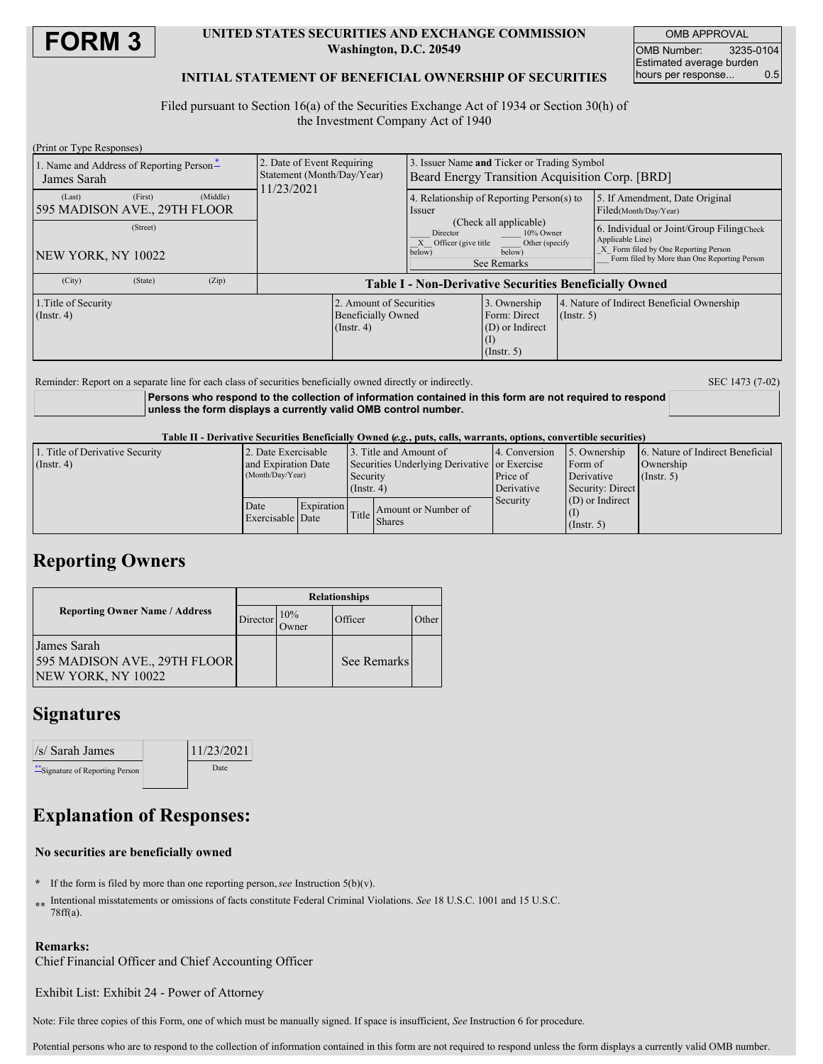# FORM 3

**UNITED STATES SECURITIES AND EXCHANGE COMMISSION**
**Washington, D.C. 20549**

**INITIAL STATEMENT OF BENEFICIAL OWNERSHIP OF SECURITIES**

| OMB APPROVAL | |
|---|---|
| OMB Number: | 3235-0104 |
| Estimated average burden hours per response... | 0.5 |

Filed pursuant to Section 16(a) of the Securities Exchange Act of 1934 or Section 30(h) of the Investment Company Act of 1940

(Print or Type Responses)

| 1. Name and Address of Reporting Person* | 2. Date of Event Requiring Statement (Month/Day/Year) | 3. Issuer Name **and** Ticker or Trading Symbol | |
|---|---|---|---|
| James Sarah | 11/23/2021 | Beard Energy Transition Acquisition Corp. [BRD] | |
| (Last) (First) (Middle) 595 MADISON AVE., 29TH FLOOR | | 4. Relationship of Reporting Person(s) to Issuer (Check all applicable) ___ Director ___ 10% Owner _X_ Officer (give title below) ___ Other (specify below) See Remarks | 5. If Amendment, Date Original Filed(Month/Day/Year) |
| (Street) NEW YORK, NY 10022 | | | 6. Individual or Joint/Group Filing(Check Applicable Line) _X_ Form filed by One Reporting Person ___ Form filed by More than One Reporting Person |
| (City) (State) (Zip) | | | |

**Table I - Non-Derivative Securities Beneficially Owned**

| 1.Title of Security (Instr. 4) | 2. Amount of Securities Beneficially Owned (Instr. 4) | 3. Ownership Form: Direct (D) or Indirect (I) (Instr. 5) | 4. Nature of Indirect Beneficial Ownership (Instr. 5) |
|---|---|---|---|

Reminder: Report on a separate line for each class of securities beneficially owned directly or indirectly. SEC 1473 (7-02)

**Persons who respond to the collection of information contained in this form are not required to respond unless the form displays a currently valid OMB control number.**

**Table II - Derivative Securities Beneficially Owned (*e.g.*, puts, calls, warrants, options, convertible securities)**

| 1. Title of Derivative Security (Instr. 4) | 2. Date Exercisable and Expiration Date (Month/Day/Year) | | 3. Title and Amount of Securities Underlying Derivative Security (Instr. 4) | | 4. Conversion or Exercise Price of Derivative Security | 5. Ownership Form of Derivative Security: Direct (D) or Indirect (I) (Instr. 5) | 6. Nature of Indirect Beneficial Ownership (Instr. 5) |
|---|---|---|---|---|---|---|---|
| | Date Exercisable | Expiration Date | Title | Amount or Number of Shares | | | |

## Reporting Owners

| Reporting Owner Name / Address | Relationships | | | |
|---|---|---|---|---|
| | Director | 10% Owner | Officer | Other |
| James Sarah 595 MADISON AVE., 29TH FLOOR NEW YORK, NY 10022 | | | See Remarks | |

## Signatures

| /s/ Sarah James | 11/23/2021 |
|---|---|
| **Signature of Reporting Person | Date |

## Explanation of Responses:

**No securities are beneficially owned**

\* If the form is filed by more than one reporting person, *see* Instruction 5(b)(v).

\*\* Intentional misstatements or omissions of facts constitute Federal Criminal Violations. *See* 18 U.S.C. 1001 and 15 U.S.C. 78ff(a).

**Remarks:**

Chief Financial Officer and Chief Accounting Officer

Exhibit List: Exhibit 24 - Power of Attorney

Note: File three copies of this Form, one of which must be manually signed. If space is insufficient, *See* Instruction 6 for procedure.

Potential persons who are to respond to the collection of information contained in this form are not required to respond unless the form displays a currently valid OMB number.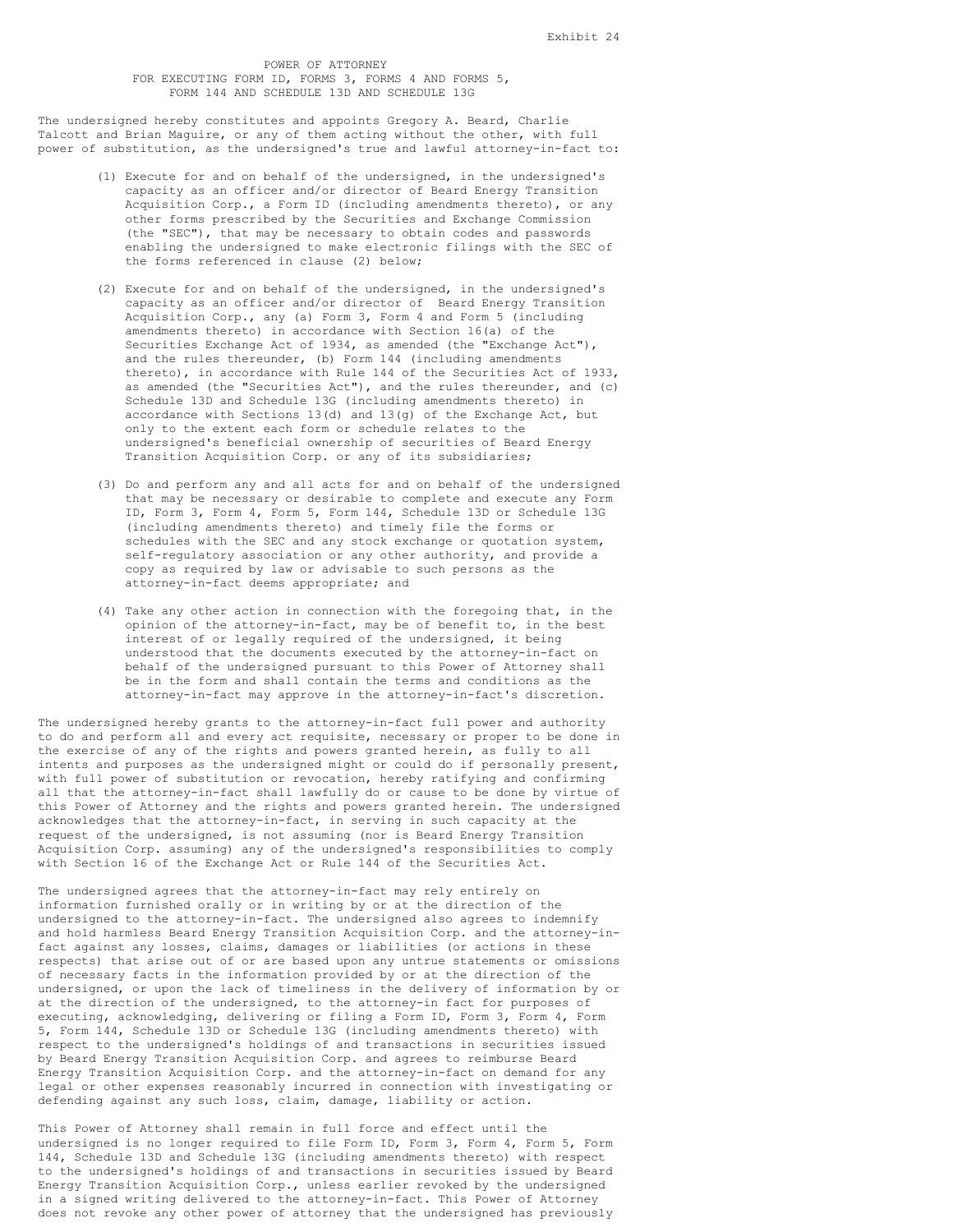Exhibit 24

# POWER OF ATTORNEY
## FOR EXECUTING FORM ID, FORMS 3, FORMS 4 AND FORMS 5, FORM 144 AND SCHEDULE 13D AND SCHEDULE 13G

The undersigned hereby constitutes and appoints Gregory A. Beard, Charlie Talcott and Brian Maguire, or any of them acting without the other, with full power of substitution, as the undersigned's true and lawful attorney-in-fact to:

(1) Execute for and on behalf of the undersigned, in the undersigned's capacity as an officer and/or director of Beard Energy Transition Acquisition Corp., a Form ID (including amendments thereto), or any other forms prescribed by the Securities and Exchange Commission (the "SEC"), that may be necessary to obtain codes and passwords enabling the undersigned to make electronic filings with the SEC of the forms referenced in clause (2) below;

(2) Execute for and on behalf of the undersigned, in the undersigned's capacity as an officer and/or director of Beard Energy Transition Acquisition Corp., any (a) Form 3, Form 4 and Form 5 (including amendments thereto) in accordance with Section 16(a) of the Securities Exchange Act of 1934, as amended (the "Exchange Act"), and the rules thereunder, (b) Form 144 (including amendments thereto), in accordance with Rule 144 of the Securities Act of 1933, as amended (the "Securities Act"), and the rules thereunder, and (c) Schedule 13D and Schedule 13G (including amendments thereto) in accordance with Sections 13(d) and 13(g) of the Exchange Act, but only to the extent each form or schedule relates to the undersigned's beneficial ownership of securities of Beard Energy Transition Acquisition Corp. or any of its subsidiaries;

(3) Do and perform any and all acts for and on behalf of the undersigned that may be necessary or desirable to complete and execute any Form ID, Form 3, Form 4, Form 5, Form 144, Schedule 13D or Schedule 13G (including amendments thereto) and timely file the forms or schedules with the SEC and any stock exchange or quotation system, self-regulatory association or any other authority, and provide a copy as required by law or advisable to such persons as the attorney-in-fact deems appropriate; and

(4) Take any other action in connection with the foregoing that, in the opinion of the attorney-in-fact, may be of benefit to, in the best interest of or legally required of the undersigned, it being understood that the documents executed by the attorney-in-fact on behalf of the undersigned pursuant to this Power of Attorney shall be in the form and shall contain the terms and conditions as the attorney-in-fact may approve in the attorney-in-fact's discretion.

The undersigned hereby grants to the attorney-in-fact full power and authority to do and perform all and every act requisite, necessary or proper to be done in the exercise of any of the rights and powers granted herein, as fully to all intents and purposes as the undersigned might or could do if personally present, with full power of substitution or revocation, hereby ratifying and confirming all that the attorney-in-fact shall lawfully do or cause to be done by virtue of this Power of Attorney and the rights and powers granted herein. The undersigned acknowledges that the attorney-in-fact, in serving in such capacity at the request of the undersigned, is not assuming (nor is Beard Energy Transition Acquisition Corp. assuming) any of the undersigned's responsibilities to comply with Section 16 of the Exchange Act or Rule 144 of the Securities Act.

The undersigned agrees that the attorney-in-fact may rely entirely on information furnished orally or in writing by or at the direction of the undersigned to the attorney-in-fact. The undersigned also agrees to indemnify and hold harmless Beard Energy Transition Acquisition Corp. and the attorney-in-fact against any losses, claims, damages or liabilities (or actions in these respects) that arise out of or are based upon any untrue statements or omissions of necessary facts in the information provided by or at the direction of the undersigned, or upon the lack of timeliness in the delivery of information by or at the direction of the undersigned, to the attorney-in fact for purposes of executing, acknowledging, delivering or filing a Form ID, Form 3, Form 4, Form 5, Form 144, Schedule 13D or Schedule 13G (including amendments thereto) with respect to the undersigned's holdings of and transactions in securities issued by Beard Energy Transition Acquisition Corp. and agrees to reimburse Beard Energy Transition Acquisition Corp. and the attorney-in-fact on demand for any legal or other expenses reasonably incurred in connection with investigating or defending against any such loss, claim, damage, liability or action.

This Power of Attorney shall remain in full force and effect until the undersigned is no longer required to file Form ID, Form 3, Form 4, Form 5, Form 144, Schedule 13D and Schedule 13G (including amendments thereto) with respect to the undersigned's holdings of and transactions in securities issued by Beard Energy Transition Acquisition Corp., unless earlier revoked by the undersigned in a signed writing delivered to the attorney-in-fact. This Power of Attorney does not revoke any other power of attorney that the undersigned has previously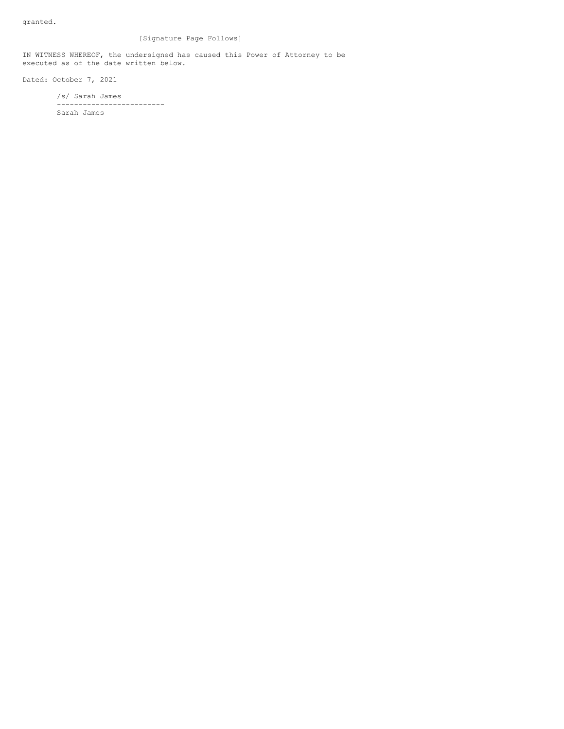granted.

[Signature Page Follows]

IN WITNESS WHEREOF, the undersigned has caused this Power of Attorney to be executed as of the date written below.

Dated: October 7, 2021

/s/ Sarah James

------------------------

Sarah James